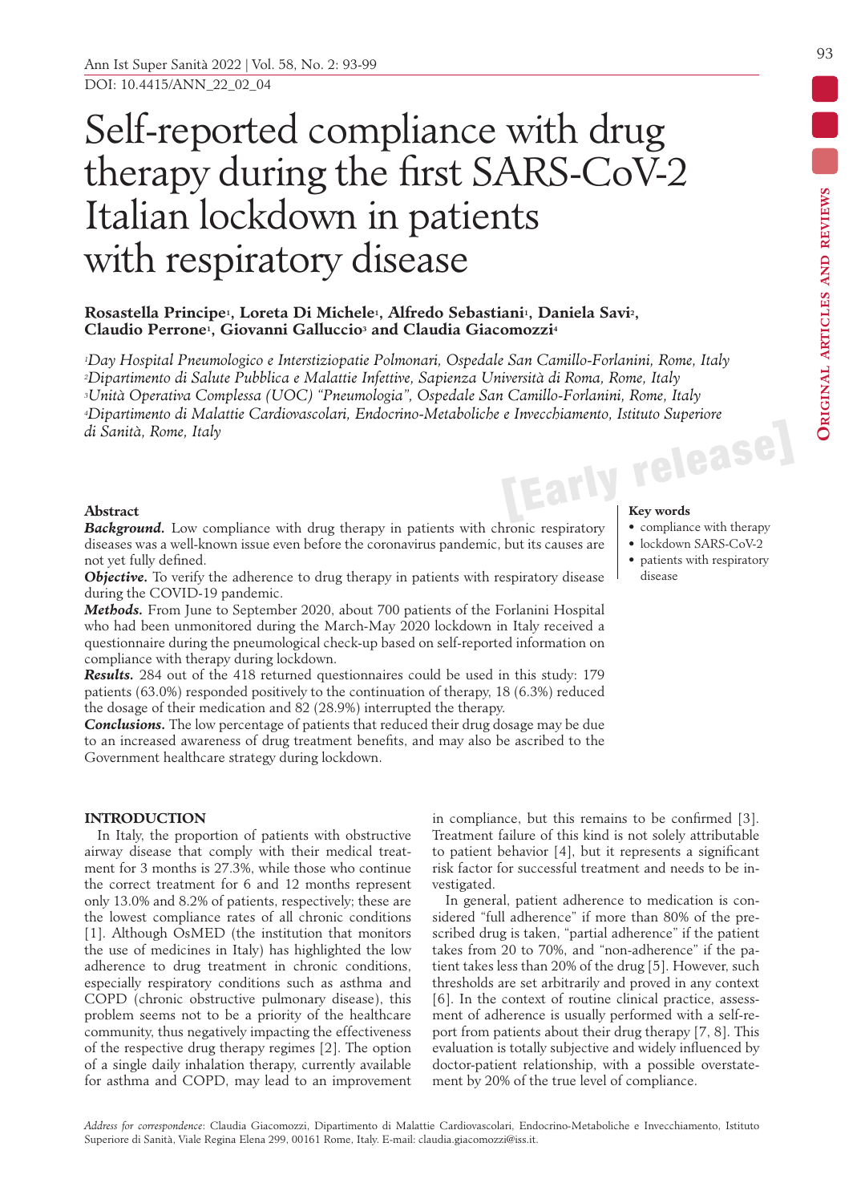# Self-reported compliance with drug therapy during the first SARS-CoV-2 Italian lockdown in patients with respiratory disease

**Rosastella Principe[1], Loreta Di Michele[1], Alfredo Sebastiani[1], Daniela Savi[2], Claudio Perrone[1], Giovanni Galluccio[3] and Claudia Giacomozzi[4]**

*[1]Day Hospital Pneumologico e Interstiziopatie Polmonari, Ospedale San Camillo-Forlanini, Rome, Italy*
*[2]Dipartimento di Salute Pubblica e Malattie Infettive, Sapienza Università di Roma, Rome, Italy*
*[3]Unità Operativa Complessa (UOC) "Pneumologia", Ospedale San Camillo-Forlanini, Rome, Italy*
*[4]Dipartimento di Malattie Cardiovascolari, Endocrino-Metaboliche e Invecchiamento, Istituto Superiore di Sanità, Rome, Italy*

[Early release]

## Abstract

***Background.*** Low compliance with drug therapy in patients with chronic respiratory diseases was a well-known issue even before the coronavirus pandemic, but its causes are not yet fully defined.

***Objective.*** To verify the adherence to drug therapy in patients with respiratory disease during the COVID-19 pandemic.

***Methods.*** From June to September 2020, about 700 patients of the Forlanini Hospital who had been unmonitored during the March-May 2020 lockdown in Italy received a questionnaire during the pneumological check-up based on self-reported information on compliance with therapy during lockdown.

***Results.*** 284 out of the 418 returned questionnaires could be used in this study: 179 patients (63.0%) responded positively to the continuation of therapy, 18 (6.3%) reduced the dosage of their medication and 82 (28.9%) interrupted the therapy.

***Conclusions.*** The low percentage of patients that reduced their drug dosage may be due to an increased awareness of drug treatment benefits, and may also be ascribed to the Government healthcare strategy during lockdown.

**Key words**

- compliance with therapy
- lockdown SARS-CoV-2
- patients with respiratory disease

## INTRODUCTION

In Italy, the proportion of patients with obstructive airway disease that comply with their medical treatment for 3 months is 27.3%, while those who continue the correct treatment for 6 and 12 months represent only 13.0% and 8.2% of patients, respectively; these are the lowest compliance rates of all chronic conditions [1]. Although OsMED (the institution that monitors the use of medicines in Italy) has highlighted the low adherence to drug treatment in chronic conditions, especially respiratory conditions such as asthma and COPD (chronic obstructive pulmonary disease), this problem seems not to be a priority of the healthcare community, thus negatively impacting the effectiveness of the respective drug therapy regimes [2]. The option of a single daily inhalation therapy, currently available for asthma and COPD, may lead to an improvement in compliance, but this remains to be confirmed [3]. Treatment failure of this kind is not solely attributable to patient behavior [4], but it represents a significant risk factor for successful treatment and needs to be investigated.

In general, patient adherence to medication is considered "full adherence" if more than 80% of the prescribed drug is taken, "partial adherence" if the patient takes from 20 to 70%, and "non-adherence" if the patient takes less than 20% of the drug [5]. However, such thresholds are set arbitrarily and proved in any context [6]. In the context of routine clinical practice, assessment of adherence is usually performed with a self-report from patients about their drug therapy [7, 8]. This evaluation is totally subjective and widely influenced by doctor-patient relationship, with a possible overstatement by 20% of the true level of compliance.

*Address for correspondence*: Claudia Giacomozzi, Dipartimento di Malattie Cardiovascolari, Endocrino-Metaboliche e Invecchiamento, Istituto Superiore di Sanità, Viale Regina Elena 299, 00161 Rome, Italy. E-mail: claudia.giacomozzi@iss.it.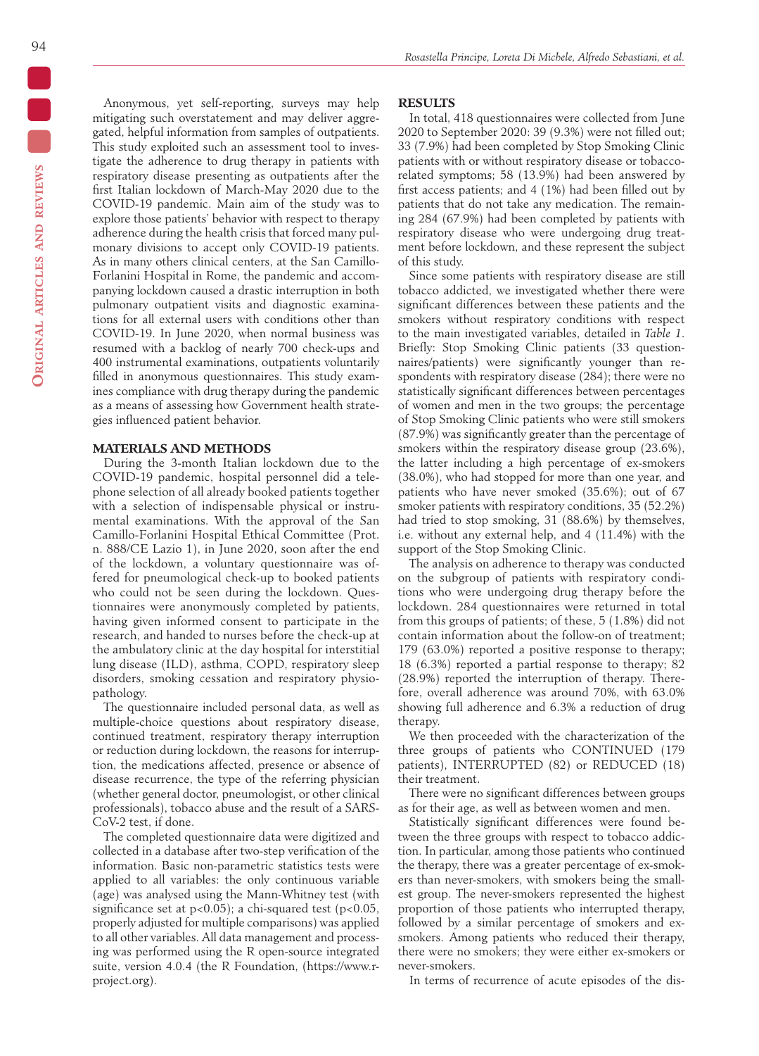Anonymous, yet self-reporting, surveys may help mitigating such overstatement and may deliver aggregated, helpful information from samples of outpatients. This study exploited such an assessment tool to investigate the adherence to drug therapy in patients with respiratory disease presenting as outpatients after the first Italian lockdown of March-May 2020 due to the COVID-19 pandemic. Main aim of the study was to explore those patients' behavior with respect to therapy adherence during the health crisis that forced many pulmonary divisions to accept only COVID-19 patients. As in many others clinical centers, at the San Camillo-Forlanini Hospital in Rome, the pandemic and accompanying lockdown caused a drastic interruption in both pulmonary outpatient visits and diagnostic examinations for all external users with conditions other than COVID-19. In June 2020, when normal business was resumed with a backlog of nearly 700 check-ups and 400 instrumental examinations, outpatients voluntarily filled in anonymous questionnaires. This study examines compliance with drug therapy during the pandemic as a means of assessing how Government health strategies influenced patient behavior.

## MATERIALS AND METHODS

During the 3-month Italian lockdown due to the COVID-19 pandemic, hospital personnel did a telephone selection of all already booked patients together with a selection of indispensable physical or instrumental examinations. With the approval of the San Camillo-Forlanini Hospital Ethical Committee (Prot. n. 888/CE Lazio 1), in June 2020, soon after the end of the lockdown, a voluntary questionnaire was offered for pneumological check-up to booked patients who could not be seen during the lockdown. Questionnaires were anonymously completed by patients, having given informed consent to participate in the research, and handed to nurses before the check-up at the ambulatory clinic at the day hospital for interstitial lung disease (ILD), asthma, COPD, respiratory sleep disorders, smoking cessation and respiratory physiopathology.

The questionnaire included personal data, as well as multiple-choice questions about respiratory disease, continued treatment, respiratory therapy interruption or reduction during lockdown, the reasons for interruption, the medications affected, presence or absence of disease recurrence, the type of the referring physician (whether general doctor, pneumologist, or other clinical professionals), tobacco abuse and the result of a SARS-CoV-2 test, if done.

The completed questionnaire data were digitized and collected in a database after two-step verification of the information. Basic non-parametric statistics tests were applied to all variables: the only continuous variable (age) was analysed using the Mann-Whitney test (with significance set at $p<0.05$); a chi-squared test ($p<0.05$, properly adjusted for multiple comparisons) was applied to all other variables. All data management and processing was performed using the R open-source integrated suite, version 4.0.4 (the R Foundation, (https://www.r-project.org).

## RESULTS

In total, 418 questionnaires were collected from June 2020 to September 2020: 39 (9.3%) were not filled out; 33 (7.9%) had been completed by Stop Smoking Clinic patients with or without respiratory disease or tobacco-related symptoms; 58 (13.9%) had been answered by first access patients; and 4 (1%) had been filled out by patients that do not take any medication. The remaining 284 (67.9%) had been completed by patients with respiratory disease who were undergoing drug treatment before lockdown, and these represent the subject of this study.

Since some patients with respiratory disease are still tobacco addicted, we investigated whether there were significant differences between these patients and the smokers without respiratory conditions with respect to the main investigated variables, detailed in *Table 1*. Briefly: Stop Smoking Clinic patients (33 questionnaires/patients) were significantly younger than respondents with respiratory disease (284); there were no statistically significant differences between percentages of women and men in the two groups; the percentage of Stop Smoking Clinic patients who were still smokers (87.9%) was significantly greater than the percentage of smokers within the respiratory disease group (23.6%), the latter including a high percentage of ex-smokers (38.0%), who had stopped for more than one year, and patients who have never smoked (35.6%); out of 67 smoker patients with respiratory conditions, 35 (52.2%) had tried to stop smoking, 31 (88.6%) by themselves, i.e. without any external help, and 4 (11.4%) with the support of the Stop Smoking Clinic.

The analysis on adherence to therapy was conducted on the subgroup of patients with respiratory conditions who were undergoing drug therapy before the lockdown. 284 questionnaires were returned in total from this groups of patients; of these, 5 (1.8%) did not contain information about the follow-on of treatment; 179 (63.0%) reported a positive response to therapy; 18 (6.3%) reported a partial response to therapy; 82 (28.9%) reported the interruption of therapy. Therefore, overall adherence was around 70%, with 63.0% showing full adherence and 6.3% a reduction of drug therapy.

We then proceeded with the characterization of the three groups of patients who CONTINUED (179 patients), INTERRUPTED (82) or REDUCED (18) their treatment.

There were no significant differences between groups as for their age, as well as between women and men.

Statistically significant differences were found between the three groups with respect to tobacco addiction. In particular, among those patients who continued the therapy, there was a greater percentage of ex-smokers than never-smokers, with smokers being the smallest group. The never-smokers represented the highest proportion of those patients who interrupted therapy, followed by a similar percentage of smokers and ex-smokers. Among patients who reduced their therapy, there were no smokers; they were either ex-smokers or never-smokers.

In terms of recurrence of acute episodes of the dis-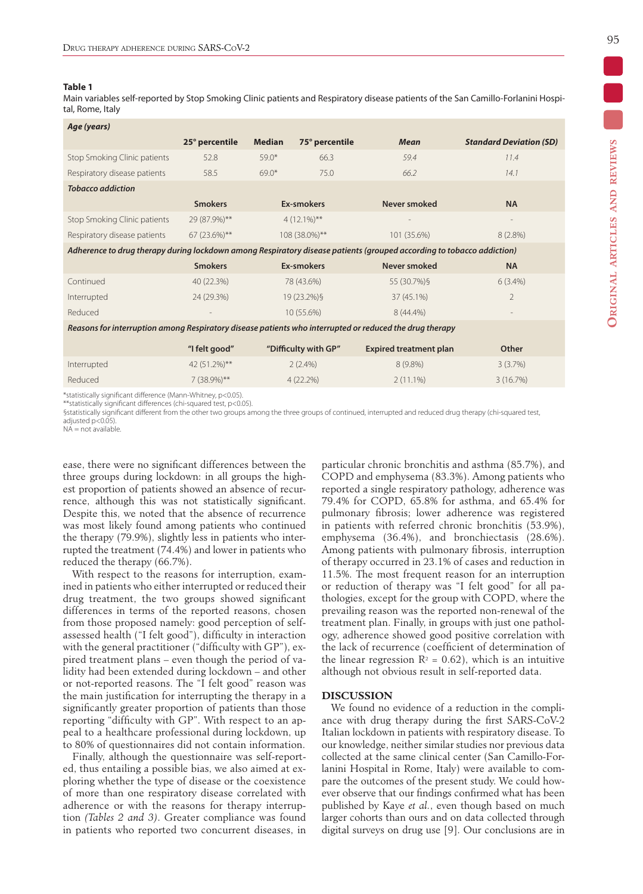**Table 1**

Main variables self-reported by Stop Smoking Clinic patients and Respiratory disease patients of the San Camillo-Forlanini Hospital, Rome, Italy

| ***Age (years)*** | | | | | |
|---|---|---|---|---|---|
| | **25° percentile** | **Median** | **75° percentile** | ***Mean*** | ***Standard Deviation (SD)*** |
| Stop Smoking Clinic patients | 52.8 | 59.0* | 66.3 | *59.4* | *11.4* |
| Respiratory disease patients | 58.5 | 69.0* | 75.0 | *66.2* | *14.1* |
| ***Tobacco addiction*** | | | | | |
| | **Smokers** | **Ex-smokers** | | **Never smoked** | **NA** |
| Stop Smoking Clinic patients | 29 (87.9%)** | 4 (12.1%)** | | - | - |
| Respiratory disease patients | 67 (23.6%)** | 108 (38.0%)** | | 101 (35.6%) | 8 (2.8%) |
| ***Adherence to drug therapy during lockdown among Respiratory disease patients (grouped according to tobacco addiction)*** | | | | | |
| | **Smokers** | **Ex-smokers** | | **Never smoked** | **NA** |
| Continued | 40 (22.3%) | 78 (43.6%) | | 55 (30.7%)§ | 6 (3.4%) |
| Interrupted | 24 (29.3%) | 19 (23.2%)§ | | 37 (45.1%) | 2 |
| Reduced | - | 10 (55.6%) | | 8 (44.4%) | - |
| ***Reasons for interruption among Respiratory disease patients who interrupted or reduced the drug therapy*** | | | | | |
| | **"I felt good"** | **"Difficulty with GP"** | | **Expired treatment plan** | **Other** |
| Interrupted | 42 (51.2%)** | 2 (2.4%) | | 8 (9.8%) | 3 (3.7%) |
| Reduced | 7 (38.9%)** | 4 (22.2%) | | 2 (11.1%) | 3 (16.7%) |

*statistically significant difference (Mann-Whitney, $p<0.05$).
**statistically significant differences (chi-squared test, $p<0.05$).
§statistically significant different from the other two groups among the three groups of continued, interrupted and reduced drug therapy (chi-squared test, adjusted $p<0.05$).
NA = not available.

ease, there were no significant differences between the three groups during lockdown: in all groups the highest proportion of patients showed an absence of recurrence, although this was not statistically significant. Despite this, we noted that the absence of recurrence was most likely found among patients who continued the therapy (79.9%), slightly less in patients who interrupted the treatment (74.4%) and lower in patients who reduced the therapy (66.7%).

With respect to the reasons for interruption, examined in patients who either interrupted or reduced their drug treatment, the two groups showed significant differences in terms of the reported reasons, chosen from those proposed namely: good perception of self-assessed health ("I felt good"), difficulty in interaction with the general practitioner ("difficulty with GP"), expired treatment plans – even though the period of validity had been extended during lockdown – and other or not-reported reasons. The "I felt good" reason was the main justification for interrupting the therapy in a significantly greater proportion of patients than those reporting "difficulty with GP". With respect to an appeal to a healthcare professional during lockdown, up to 80% of questionnaires did not contain information.

Finally, although the questionnaire was self-reported, thus entailing a possible bias, we also aimed at exploring whether the type of disease or the coexistence of more than one respiratory disease correlated with adherence or with the reasons for therapy interruption *(Tables 2 and 3)*. Greater compliance was found in patients who reported two concurrent diseases, in particular chronic bronchitis and asthma (85.7%), and COPD and emphysema (83.3%). Among patients who reported a single respiratory pathology, adherence was 79.4% for COPD, 65.8% for asthma, and 65.4% for pulmonary fibrosis; lower adherence was registered in patients with referred chronic bronchitis (53.9%), emphysema (36.4%), and bronchiectasis (28.6%). Among patients with pulmonary fibrosis, interruption of therapy occurred in 23.1% of cases and reduction in 11.5%. The most frequent reason for an interruption or reduction of therapy was "I felt good" for all pathologies, except for the group with COPD, where the prevailing reason was the reported non-renewal of the treatment plan. Finally, in groups with just one pathology, adherence showed good positive correlation with the lack of recurrence (coefficient of determination of the linear regression $R^2 = 0.62$), which is an intuitive although not obvious result in self-reported data.

## DISCUSSION

We found no evidence of a reduction in the compliance with drug therapy during the first SARS-CoV-2 Italian lockdown in patients with respiratory disease. To our knowledge, neither similar studies nor previous data collected at the same clinical center (San Camillo-Forlanini Hospital in Rome, Italy) were available to compare the outcomes of the present study. We could however observe that our findings confirmed what has been published by Kaye *et al.*, even though based on much larger cohorts than ours and on data collected through digital surveys on drug use [9]. Our conclusions are in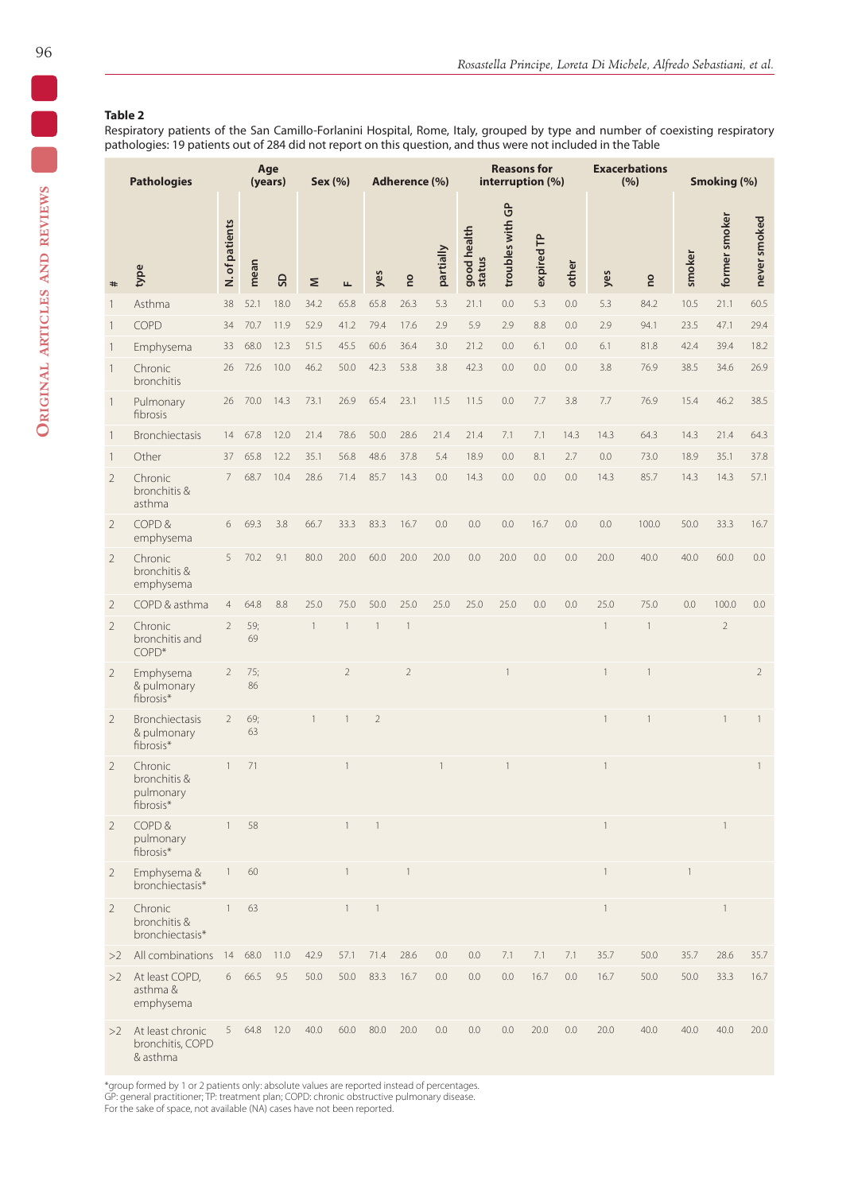**Table 2**
Respiratory patients of the San Camillo-Forlanini Hospital, Rome, Italy, grouped by type and number of coexisting respiratory pathologies: 19 patients out of 284 did not report on this question, and thus were not included in the Table

| Pathologies | | | Age (years) | | Sex (%) | | Adherence (%) | | | Reasons for interruption (%) | | | | Exacerbations (%) | | Smoking (%) | | |
|---|---|---|---|---|---|---|---|---|---|---|---|---|---|---|---|---|---|---|
| # | type | N. of patients | mean | SD | M | F | yes | no | partially | good health status | troubles with GP | expired TP | other | yes | no | smoker | former smoker | never smoked |
| 1 | Asthma | 38 | 52.1 | 18.0 | 34.2 | 65.8 | 65.8 | 26.3 | 5.3 | 21.1 | 0.0 | 5.3 | 0.0 | 5.3 | 84.2 | 10.5 | 21.1 | 60.5 |
| 1 | COPD | 34 | 70.7 | 11.9 | 52.9 | 41.2 | 79.4 | 17.6 | 2.9 | 5.9 | 2.9 | 8.8 | 0.0 | 2.9 | 94.1 | 23.5 | 47.1 | 29.4 |
| 1 | Emphysema | 33 | 68.0 | 12.3 | 51.5 | 45.5 | 60.6 | 36.4 | 3.0 | 21.2 | 0.0 | 6.1 | 0.0 | 6.1 | 81.8 | 42.4 | 39.4 | 18.2 |
| 1 | Chronic bronchitis | 26 | 72.6 | 10.0 | 46.2 | 50.0 | 42.3 | 53.8 | 3.8 | 42.3 | 0.0 | 0.0 | 0.0 | 3.8 | 76.9 | 38.5 | 34.6 | 26.9 |
| 1 | Pulmonary fibrosis | 26 | 70.0 | 14.3 | 73.1 | 26.9 | 65.4 | 23.1 | 11.5 | 11.5 | 0.0 | 7.7 | 3.8 | 7.7 | 76.9 | 15.4 | 46.2 | 38.5 |
| 1 | Bronchiectasis | 14 | 67.8 | 12.0 | 21.4 | 78.6 | 50.0 | 28.6 | 21.4 | 21.4 | 7.1 | 7.1 | 14.3 | 14.3 | 64.3 | 14.3 | 21.4 | 64.3 |
| 1 | Other | 37 | 65.8 | 12.2 | 35.1 | 56.8 | 48.6 | 37.8 | 5.4 | 18.9 | 0.0 | 8.1 | 2.7 | 0.0 | 73.0 | 18.9 | 35.1 | 37.8 |
| 2 | Chronic bronchitis & asthma | 7 | 68.7 | 10.4 | 28.6 | 71.4 | 85.7 | 14.3 | 0.0 | 14.3 | 0.0 | 0.0 | 0.0 | 14.3 | 85.7 | 14.3 | 14.3 | 57.1 |
| 2 | COPD & emphysema | 6 | 69.3 | 3.8 | 66.7 | 33.3 | 83.3 | 16.7 | 0.0 | 0.0 | 0.0 | 16.7 | 0.0 | 0.0 | 100.0 | 50.0 | 33.3 | 16.7 |
| 2 | Chronic bronchitis & emphysema | 5 | 70.2 | 9.1 | 80.0 | 20.0 | 60.0 | 20.0 | 20.0 | 0.0 | 20.0 | 0.0 | 0.0 | 20.0 | 40.0 | 40.0 | 60.0 | 0.0 |
| 2 | COPD & asthma | 4 | 64.8 | 8.8 | 25.0 | 75.0 | 50.0 | 25.0 | 25.0 | 25.0 | 25.0 | 0.0 | 0.0 | 25.0 | 75.0 | 0.0 | 100.0 | 0.0 |
| 2 | Chronic bronchitis and COPD* | 2 | 59; 69 | | 1 | 1 | 1 | 1 | | | | | | 1 | 1 | | 2 | |
| 2 | Emphysema & pulmonary fibrosis* | 2 | 75; 86 | | | 2 | | 2 | | | 1 | | | 1 | 1 | | | 2 |
| 2 | Bronchiectasis & pulmonary fibrosis* | 2 | 69; 63 | | 1 | 1 | 2 | | | | | | | 1 | 1 | | 1 | 1 |
| 2 | Chronic bronchitis & pulmonary fibrosis* | 1 | 71 | | | 1 | | | 1 | | 1 | | | 1 | | | | 1 |
| 2 | COPD & pulmonary fibrosis* | 1 | 58 | | | 1 | 1 | | | | | | | 1 | | | 1 | |
| 2 | Emphysema & bronchiectasis* | 1 | 60 | | | 1 | | 1 | | | | | | 1 | | 1 | | |
| 2 | Chronic bronchitis & bronchiectasis* | 1 | 63 | | | 1 | 1 | | | | | | | 1 | | | 1 | |
| >2 | All combinations | 14 | 68.0 | 11.0 | 42.9 | 57.1 | 71.4 | 28.6 | 0.0 | 0.0 | 7.1 | 7.1 | 7.1 | 35.7 | 50.0 | 35.7 | 28.6 | 35.7 |
| >2 | At least COPD, asthma & emphysema | 6 | 66.5 | 9.5 | 50.0 | 50.0 | 83.3 | 16.7 | 0.0 | 0.0 | 0.0 | 16.7 | 0.0 | 16.7 | 50.0 | 50.0 | 33.3 | 16.7 |
| >2 | At least chronic bronchitis, COPD & asthma | 5 | 64.8 | 12.0 | 40.0 | 60.0 | 80.0 | 20.0 | 0.0 | 0.0 | 0.0 | 20.0 | 0.0 | 20.0 | 40.0 | 40.0 | 40.0 | 20.0 |

*group formed by 1 or 2 patients only: absolute values are reported instead of percentages.
GP: general practitioner; TP: treatment plan; COPD: chronic obstructive pulmonary disease.
For the sake of space, not available (NA) cases have not been reported.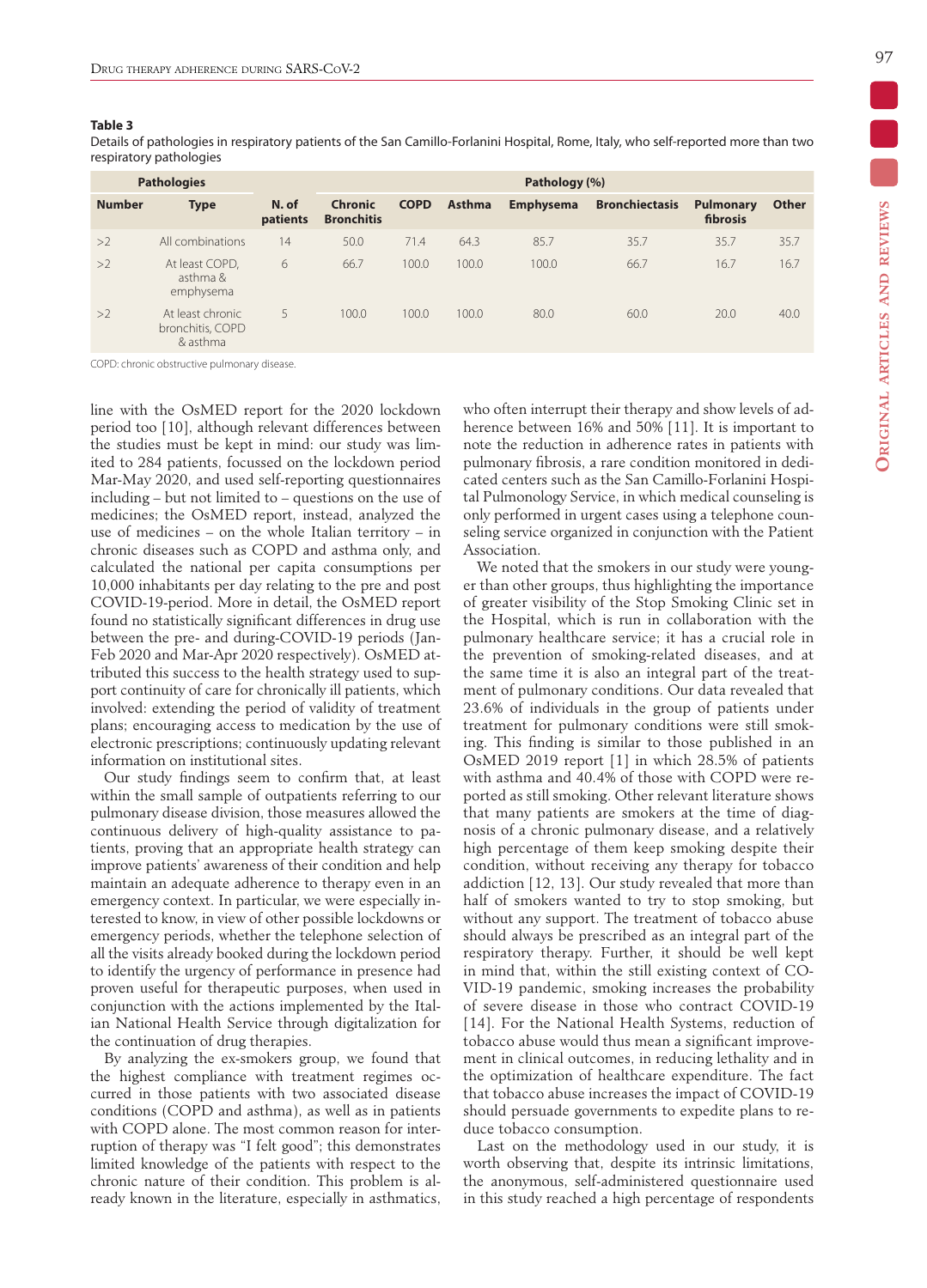**Table 3**
Details of pathologies in respiratory patients of the San Camillo-Forlanini Hospital, Rome, Italy, who self-reported more than two respiratory pathologies

| Pathologies | | | Pathology (%) | | | | | | |
|---|---|---|---|---|---|---|---|---|---|
| Number | Type | N. of patients | Chronic Bronchitis | COPD | Asthma | Emphysema | Bronchiectasis | Pulmonary fibrosis | Other |
| >2 | All combinations | 14 | 50.0 | 71.4 | 64.3 | 85.7 | 35.7 | 35.7 | 35.7 |
| >2 | At least COPD, asthma & emphysema | 6 | 66.7 | 100.0 | 100.0 | 100.0 | 66.7 | 16.7 | 16.7 |
| >2 | At least chronic bronchitis, COPD & asthma | 5 | 100.0 | 100.0 | 100.0 | 80.0 | 60.0 | 20.0 | 40.0 |

COPD: chronic obstructive pulmonary disease.

line with the OsMED report for the 2020 lockdown period too [10], although relevant differences between the studies must be kept in mind: our study was limited to 284 patients, focussed on the lockdown period Mar-May 2020, and used self-reporting questionnaires including – but not limited to – questions on the use of medicines; the OsMED report, instead, analyzed the use of medicines – on the whole Italian territory – in chronic diseases such as COPD and asthma only, and calculated the national per capita consumptions per 10,000 inhabitants per day relating to the pre and post COVID-19-period. More in detail, the OsMED report found no statistically significant differences in drug use between the pre- and during-COVID-19 periods (Jan-Feb 2020 and Mar-Apr 2020 respectively). OsMED attributed this success to the health strategy used to support continuity of care for chronically ill patients, which involved: extending the period of validity of treatment plans; encouraging access to medication by the use of electronic prescriptions; continuously updating relevant information on institutional sites.

Our study findings seem to confirm that, at least within the small sample of outpatients referring to our pulmonary disease division, those measures allowed the continuous delivery of high-quality assistance to patients, proving that an appropriate health strategy can improve patients' awareness of their condition and help maintain an adequate adherence to therapy even in an emergency context. In particular, we were especially interested to know, in view of other possible lockdowns or emergency periods, whether the telephone selection of all the visits already booked during the lockdown period to identify the urgency of performance in presence had proven useful for therapeutic purposes, when used in conjunction with the actions implemented by the Italian National Health Service through digitalization for the continuation of drug therapies.

By analyzing the ex-smokers group, we found that the highest compliance with treatment regimes occurred in those patients with two associated disease conditions (COPD and asthma), as well as in patients with COPD alone. The most common reason for interruption of therapy was "I felt good"; this demonstrates limited knowledge of the patients with respect to the chronic nature of their condition. This problem is already known in the literature, especially in asthmatics, who often interrupt their therapy and show levels of adherence between 16% and 50% [11]. It is important to note the reduction in adherence rates in patients with pulmonary fibrosis, a rare condition monitored in dedicated centers such as the San Camillo-Forlanini Hospital Pulmonology Service, in which medical counseling is only performed in urgent cases using a telephone counseling service organized in conjunction with the Patient Association.

We noted that the smokers in our study were younger than other groups, thus highlighting the importance of greater visibility of the Stop Smoking Clinic set in the Hospital, which is run in collaboration with the pulmonary healthcare service; it has a crucial role in the prevention of smoking-related diseases, and at the same time it is also an integral part of the treatment of pulmonary conditions. Our data revealed that 23.6% of individuals in the group of patients under treatment for pulmonary conditions were still smoking. This finding is similar to those published in an OsMED 2019 report [1] in which 28.5% of patients with asthma and 40.4% of those with COPD were reported as still smoking. Other relevant literature shows that many patients are smokers at the time of diagnosis of a chronic pulmonary disease, and a relatively high percentage of them keep smoking despite their condition, without receiving any therapy for tobacco addiction [12, 13]. Our study revealed that more than half of smokers wanted to try to stop smoking, but without any support. The treatment of tobacco abuse should always be prescribed as an integral part of the respiratory therapy. Further, it should be well kept in mind that, within the still existing context of COVID-19 pandemic, smoking increases the probability of severe disease in those who contract COVID-19 [14]. For the National Health Systems, reduction of tobacco abuse would thus mean a significant improvement in clinical outcomes, in reducing lethality and in the optimization of healthcare expenditure. The fact that tobacco abuse increases the impact of COVID-19 should persuade governments to expedite plans to reduce tobacco consumption.

Last on the methodology used in our study, it is worth observing that, despite its intrinsic limitations, the anonymous, self-administered questionnaire used in this study reached a high percentage of respondents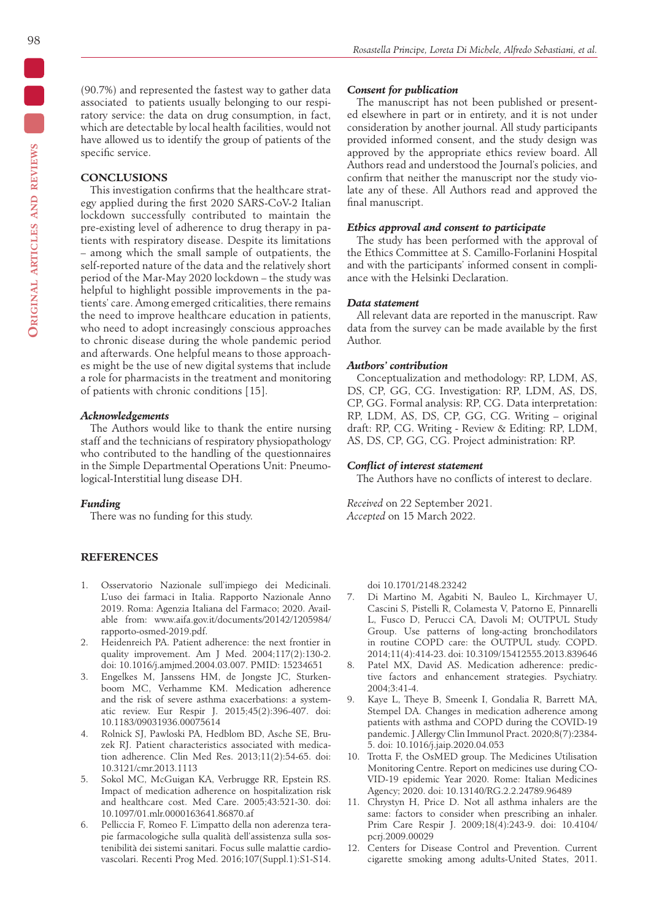(90.7%) and represented the fastest way to gather data associated to patients usually belonging to our respiratory service: the data on drug consumption, in fact, which are detectable by local health facilities, would not have allowed us to identify the group of patients of the specific service.

## CONCLUSIONS

This investigation confirms that the healthcare strategy applied during the first 2020 SARS-CoV-2 Italian lockdown successfully contributed to maintain the pre-existing level of adherence to drug therapy in patients with respiratory disease. Despite its limitations – among which the small sample of outpatients, the self-reported nature of the data and the relatively short period of the Mar-May 2020 lockdown – the study was helpful to highlight possible improvements in the patients' care. Among emerged criticalities, there remains the need to improve healthcare education in patients, who need to adopt increasingly conscious approaches to chronic disease during the whole pandemic period and afterwards. One helpful means to those approaches might be the use of new digital systems that include a role for pharmacists in the treatment and monitoring of patients with chronic conditions [15].

### *Acknowledgements*

The Authors would like to thank the entire nursing staff and the technicians of respiratory physiopathology who contributed to the handling of the questionnaires in the Simple Departmental Operations Unit: Pneumological-Interstitial lung disease DH.

### *Funding*

There was no funding for this study.

### *Consent for publication*

The manuscript has not been published or presented elsewhere in part or in entirety, and it is not under consideration by another journal. All study participants provided informed consent, and the study design was approved by the appropriate ethics review board. All Authors read and understood the Journal's policies, and confirm that neither the manuscript nor the study violate any of these. All Authors read and approved the final manuscript.

### *Ethics approval and consent to participate*

The study has been performed with the approval of the Ethics Committee at S. Camillo-Forlanini Hospital and with the participants' informed consent in compliance with the Helsinki Declaration.

### *Data statement*

All relevant data are reported in the manuscript. Raw data from the survey can be made available by the first Author.

### *Authors' contribution*

Conceptualization and methodology: RP, LDM, AS, DS, CP, GG, CG. Investigation: RP, LDM, AS, DS, CP, GG. Formal analysis: RP, CG. Data interpretation: RP, LDM, AS, DS, CP, GG, CG. Writing – original draft: RP, CG. Writing - Review & Editing: RP, LDM, AS, DS, CP, GG, CG. Project administration: RP.

### *Conflict of interest statement*

The Authors have no conflicts of interest to declare.

*Received* on 22 September 2021.
*Accepted* on 15 March 2022.

## REFERENCES

1. Osservatorio Nazionale sull'impiego dei Medicinali. L'uso dei farmaci in Italia. Rapporto Nazionale Anno 2019. Roma: Agenzia Italiana del Farmaco; 2020. Available from: www.aifa.gov.it/documents/20142/1205984/rapporto-osmed-2019.pdf.
2. Heidenreich PA. Patient adherence: the next frontier in quality improvement. Am J Med. 2004;117(2):130-2. doi: 10.1016/j.amjmed.2004.03.007. PMID: 15234651
3. Engelkes M, Janssens HM, de Jongste JC, Sturkenboom MC, Verhamme KM. Medication adherence and the risk of severe asthma exacerbations: a systematic review. Eur Respir J. 2015;45(2):396-407. doi: 10.1183/09031936.00075614
4. Rolnick SJ, Pawloski PA, Hedblom BD, Asche SE, Bruzek RJ. Patient characteristics associated with medication adherence. Clin Med Res. 2013;11(2):54-65. doi: 10.3121/cmr.2013.1113
5. Sokol MC, McGuigan KA, Verbrugge RR, Epstein RS. Impact of medication adherence on hospitalization risk and healthcare cost. Med Care. 2005;43:521-30. doi: 10.1097/01.mlr.0000163641.86870.af
6. Pelliccia F, Romeo F. L'impatto della non aderenza terapie farmacologiche sulla qualità dell'assistenza sulla sostenibilità dei sistemi sanitari. Focus sulle malattie cardiovascolari. Recenti Prog Med. 2016;107(Suppl.1):S1-S14. doi 10.1701/2148.23242
7. Di Martino M, Agabiti N, Bauleo L, Kirchmayer U, Cascini S, Pistelli R, Colamesta V, Patorno E, Pinnarelli L, Fusco D, Perucci CA, Davoli M; OUTPUL Study Group. Use patterns of long-acting bronchodilators in routine COPD care: the OUTPUL study. COPD. 2014;11(4):414-23. doi: 10.3109/15412555.2013.839646
8. Patel MX, David AS. Medication adherence: predictive factors and enhancement strategies. Psychiatry. 2004;3:41-4.
9. Kaye L, Theye B, Smeenk I, Gondalia R, Barrett MA, Stempel DA. Changes in medication adherence among patients with asthma and COPD during the COVID-19 pandemic. J Allergy Clin Immunol Pract. 2020;8(7):2384-5. doi: 10.1016/j.jaip.2020.04.053
10. Trotta F, the OsMED group. The Medicines Utilisation Monitoring Centre. Report on medicines use during COVID-19 epidemic Year 2020. Rome: Italian Medicines Agency; 2020. doi: 10.13140/RG.2.2.24789.96489
11. Chrystyn H, Price D. Not all asthma inhalers are the same: factors to consider when prescribing an inhaler. Prim Care Respir J. 2009;18(4):243-9. doi: 10.4104/pcrj.2009.00029
12. Centers for Disease Control and Prevention. Current cigarette smoking among adults-United States, 2011.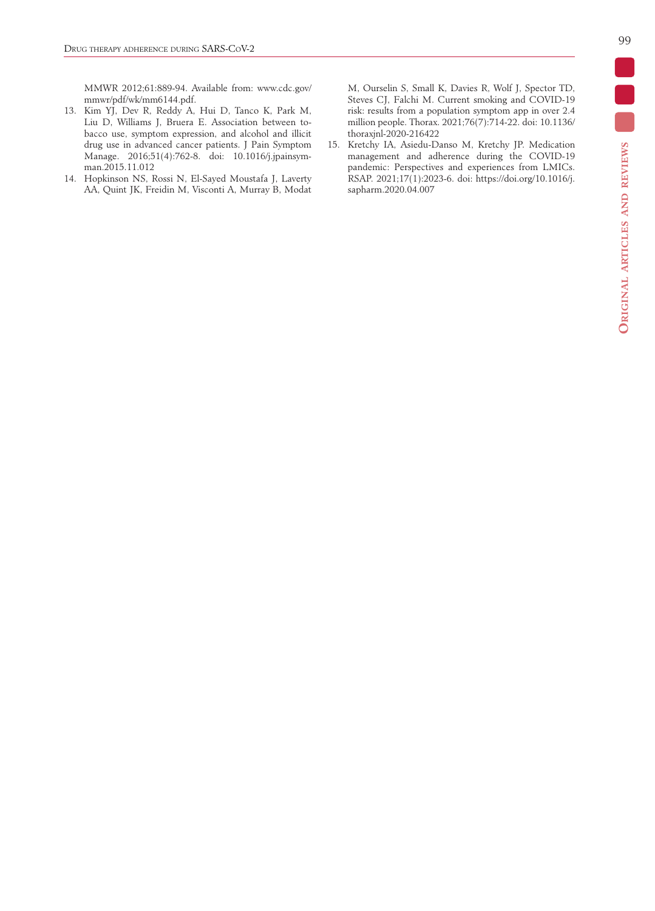MMWR 2012;61:889-94. Available from: www.cdc.gov/mmwr/pdf/wk/mm6144.pdf.

13. Kim YJ, Dev R, Reddy A, Hui D, Tanco K, Park M, Liu D, Williams J, Bruera E. Association between tobacco use, symptom expression, and alcohol and illicit drug use in advanced cancer patients. J Pain Symptom Manage. 2016;51(4):762-8. doi: 10.1016/j.jpainsymman.2015.11.012
14. Hopkinson NS, Rossi N, El-Sayed Moustafa J, Laverty AA, Quint JK, Freidin M, Visconti A, Murray B, Modat M, Ourselin S, Small K, Davies R, Wolf J, Spector TD, Steves CJ, Falchi M. Current smoking and COVID-19 risk: results from a population symptom app in over 2.4 million people. Thorax. 2021;76(7):714-22. doi: 10.1136/thoraxjnl-2020-216422
15. Kretchy IA, Asiedu-Danso M, Kretchy JP. Medication management and adherence during the COVID-19 pandemic: Perspectives and experiences from LMICs. RSAP. 2021;17(1):2023-6. doi: https://doi.org/10.1016/j.sapharm.2020.04.007